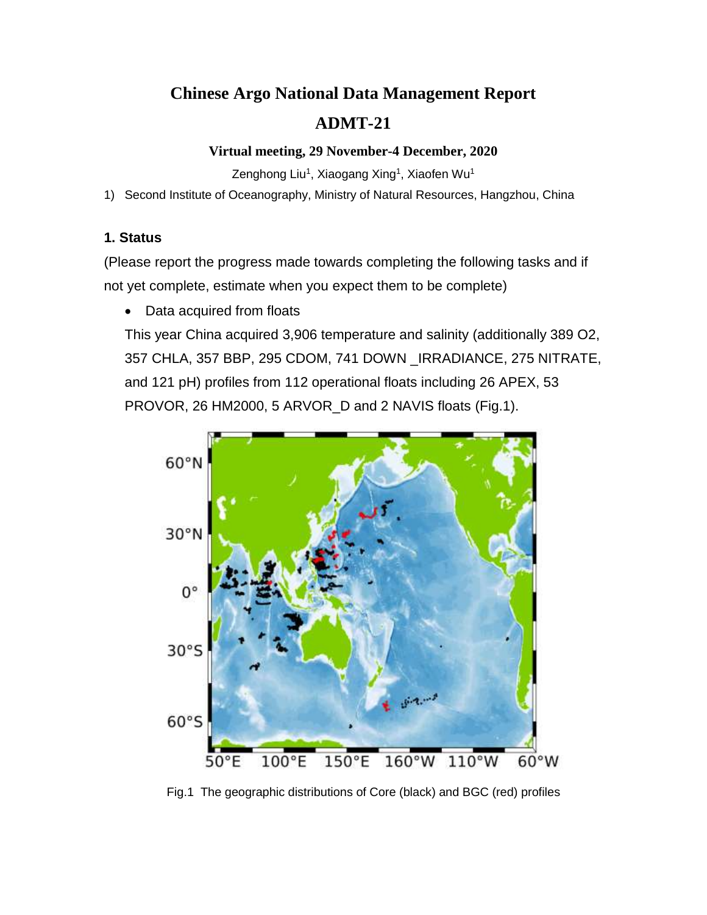# Chinese Argo National Data Management Report

# ADMT-21

**Virtual meeting, 29 November-4 December, 2020**

Zenghong Liu[1], Xiaogang Xing[1], Xiaofen Wu[1]

1) Second Institute of Oceanography, Ministry of Natural Resources, Hangzhou, China

## 1. Status

(Please report the progress made towards completing the following tasks and if not yet complete, estimate when you expect them to be complete)

- Data acquired from floats

  This year China acquired 3,906 temperature and salinity (additionally 389 O2, 357 CHLA, 357 BBP, 295 CDOM, 741 DOWN _IRRADIANCE, 275 NITRATE, and 121 pH) profiles from 112 operational floats including 26 APEX, 53 PROVOR, 26 HM2000, 5 ARVOR_D and 2 NAVIS floats (Fig.1).

Fig.1 The geographic distributions of Core (black) and BGC (red) profiles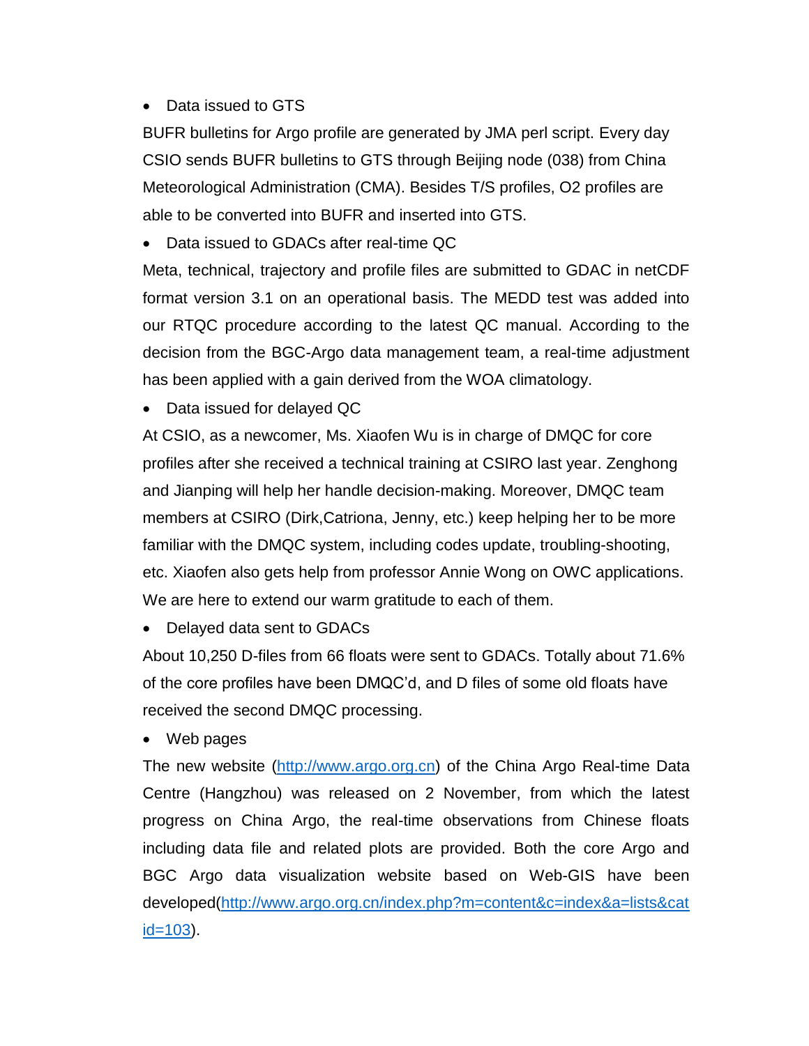- Data issued to GTS

BUFR bulletins for Argo profile are generated by JMA perl script. Every day CSIO sends BUFR bulletins to GTS through Beijing node (038) from China Meteorological Administration (CMA). Besides T/S profiles, O2 profiles are able to be converted into BUFR and inserted into GTS.

- Data issued to GDACs after real-time QC

Meta, technical, trajectory and profile files are submitted to GDAC in netCDF format version 3.1 on an operational basis. The MEDD test was added into our RTQC procedure according to the latest QC manual. According to the decision from the BGC-Argo data management team, a real-time adjustment has been applied with a gain derived from the WOA climatology.

- Data issued for delayed QC

At CSIO, as a newcomer, Ms. Xiaofen Wu is in charge of DMQC for core profiles after she received a technical training at CSIRO last year. Zenghong and Jianping will help her handle decision-making. Moreover, DMQC team members at CSIRO (Dirk,Catriona, Jenny, etc.) keep helping her to be more familiar with the DMQC system, including codes update, troubling-shooting, etc. Xiaofen also gets help from professor Annie Wong on OWC applications. We are here to extend our warm gratitude to each of them.

- Delayed data sent to GDACs

About 10,250 D-files from 66 floats were sent to GDACs. Totally about 71.6% of the core profiles have been DMQC'd, and D files of some old floats have received the second DMQC processing.

- Web pages

The new website (http://www.argo.org.cn) of the China Argo Real-time Data Centre (Hangzhou) was released on 2 November, from which the latest progress on China Argo, the real-time observations from Chinese floats including data file and related plots are provided. Both the core Argo and BGC Argo data visualization website based on Web-GIS have been developed(http://www.argo.org.cn/index.php?m=content&c=index&a=lists&catid=103).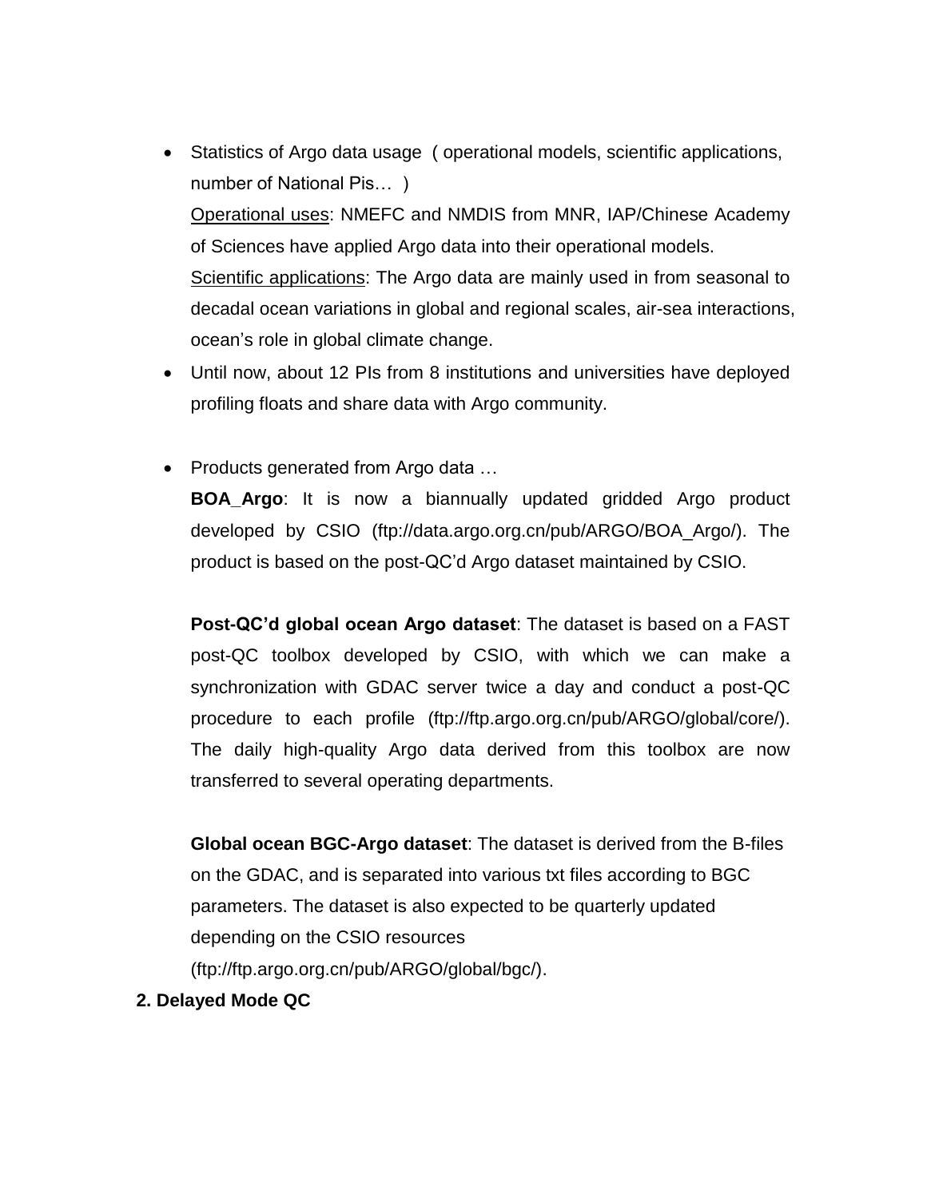- Statistics of Argo data usage ( operational models, scientific applications, number of National Pis… )

  <u>Operational uses</u>: NMEFC and NMDIS from MNR, IAP/Chinese Academy of Sciences have applied Argo data into their operational models.

  <u>Scientific applications</u>: The Argo data are mainly used in from seasonal to decadal ocean variations in global and regional scales, air-sea interactions, ocean's role in global climate change.

- Until now, about 12 PIs from 8 institutions and universities have deployed profiling floats and share data with Argo community.

- Products generated from Argo data …

  **BOA_Argo**: It is now a biannually updated gridded Argo product developed by CSIO (ftp://data.argo.org.cn/pub/ARGO/BOA_Argo/). The product is based on the post-QC'd Argo dataset maintained by CSIO.

  **Post-QC'd global ocean Argo dataset**: The dataset is based on a FAST post-QC toolbox developed by CSIO, with which we can make a synchronization with GDAC server twice a day and conduct a post-QC procedure to each profile (ftp://ftp.argo.org.cn/pub/ARGO/global/core/). The daily high-quality Argo data derived from this toolbox are now transferred to several operating departments.

  **Global ocean BGC-Argo dataset**: The dataset is derived from the B-files on the GDAC, and is separated into various txt files according to BGC parameters. The dataset is also expected to be quarterly updated depending on the CSIO resources (ftp://ftp.argo.org.cn/pub/ARGO/global/bgc/).

## 2. Delayed Mode QC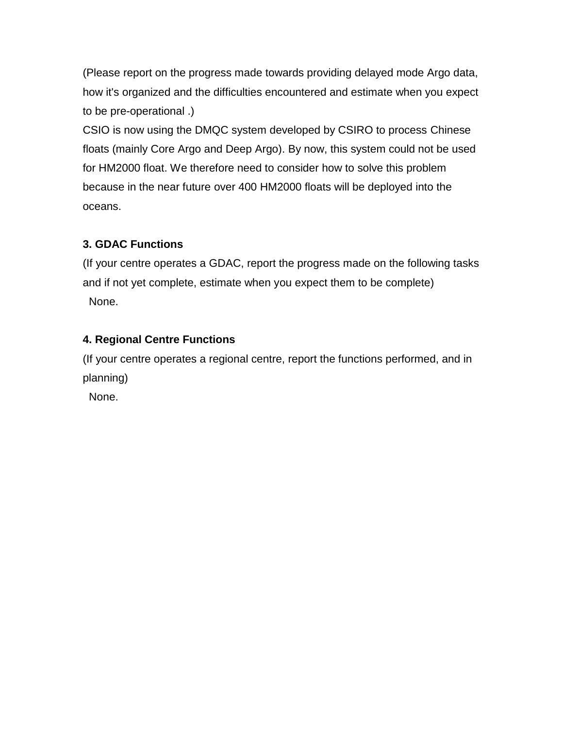(Please report on the progress made towards providing delayed mode Argo data, how it's organized and the difficulties encountered and estimate when you expect to be pre-operational .)

CSIO is now using the DMQC system developed by CSIRO to process Chinese floats (mainly Core Argo and Deep Argo). By now, this system could not be used for HM2000 float. We therefore need to consider how to solve this problem because in the near future over 400 HM2000 floats will be deployed into the oceans.

**3. GDAC Functions**

(If your centre operates a GDAC, report the progress made on the following tasks and if not yet complete, estimate when you expect them to be complete)

None.

**4. Regional Centre Functions**

(If your centre operates a regional centre, report the functions performed, and in planning)

None.